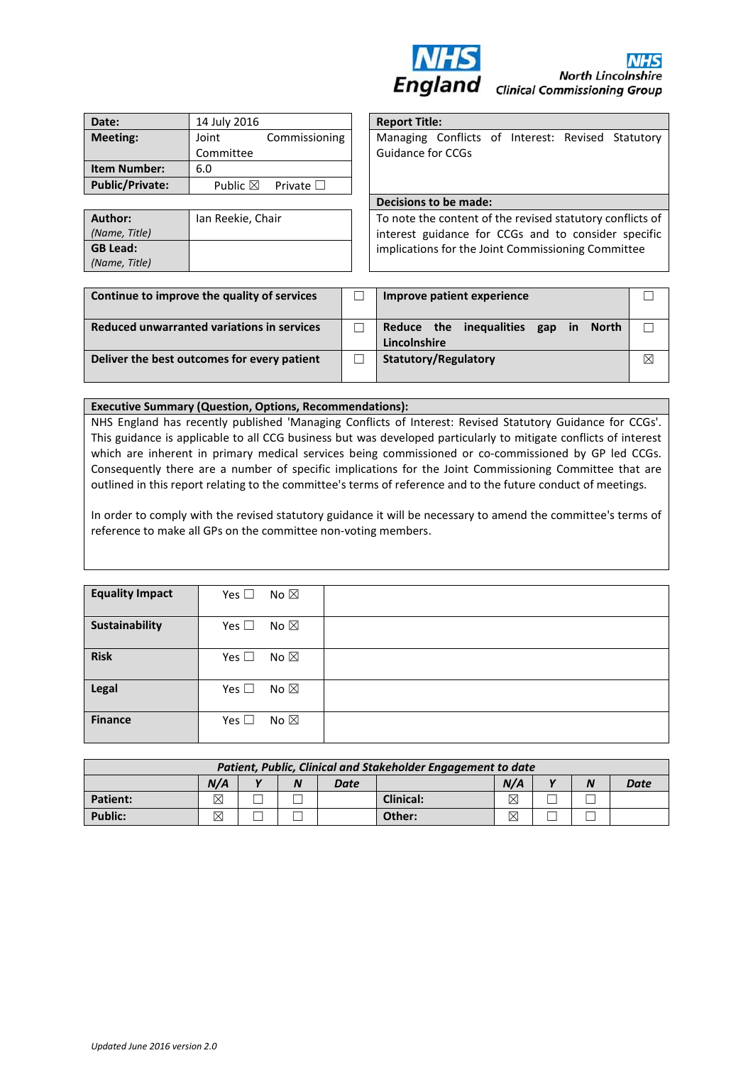NHS England

NHS North Lincolnshire Clinical Commissioning Group

| Date: | 14 July 2016 |
|---|---|
| Meeting: | Joint Commissioning Committee |
| Item Number: | 6.0 |
| Public/Private: | Public ☒ Private ☐ |

| Report Title: |
|---|
| Managing Conflicts of Interest: Revised Statutory Guidance for CCGs |
| **Decisions to be made:** |
| To note the content of the revised statutory conflicts of interest guidance for CCGs and to consider specific implications for the Joint Commissioning Committee |

| Author: *(Name, Title)* | Ian Reekie, Chair |
|---|---|
| GB Lead: *(Name, Title)* | |

| | | | |
|---|---|---|---|
| **Continue to improve the quality of services** | ☐ | **Improve patient experience** | ☐ |
| **Reduced unwarranted variations in services** | ☐ | **Reduce the inequalities gap in North Lincolnshire** | ☐ |
| **Deliver the best outcomes for every patient** | ☐ | **Statutory/Regulatory** | ☒ |

**Executive Summary (Question, Options, Recommendations):**

NHS England has recently published 'Managing Conflicts of Interest: Revised Statutory Guidance for CCGs'. This guidance is applicable to all CCG business but was developed particularly to mitigate conflicts of interest which are inherent in primary medical services being commissioned or co-commissioned by GP led CCGs. Consequently there are a number of specific implications for the Joint Commissioning Committee that are outlined in this report relating to the committee's terms of reference and to the future conduct of meetings.

In order to comply with the revised statutory guidance it will be necessary to amend the committee's terms of reference to make all GPs on the committee non-voting members.

| | | |
|---|---|---|
| **Equality Impact** | Yes ☐ No ☒ | |
| **Sustainability** | Yes ☐ No ☒ | |
| **Risk** | Yes ☐ No ☒ | |
| **Legal** | Yes ☐ No ☒ | |
| **Finance** | Yes ☐ No ☒ | |

| *Patient, Public, Clinical and Stakeholder Engagement to date* | | | | | | | | | |
|---|---|---|---|---|---|---|---|---|---|
| | *N/A* | *Y* | *N* | *Date* | | *N/A* | *Y* | *N* | *Date* |
| **Patient:** | ☒ | ☐ | ☐ | | **Clinical:** | ☒ | ☐ | ☐ | |
| **Public:** | ☒ | ☐ | ☐ | | **Other:** | ☒ | ☐ | ☐ | |

*Updated June 2016 version 2.0*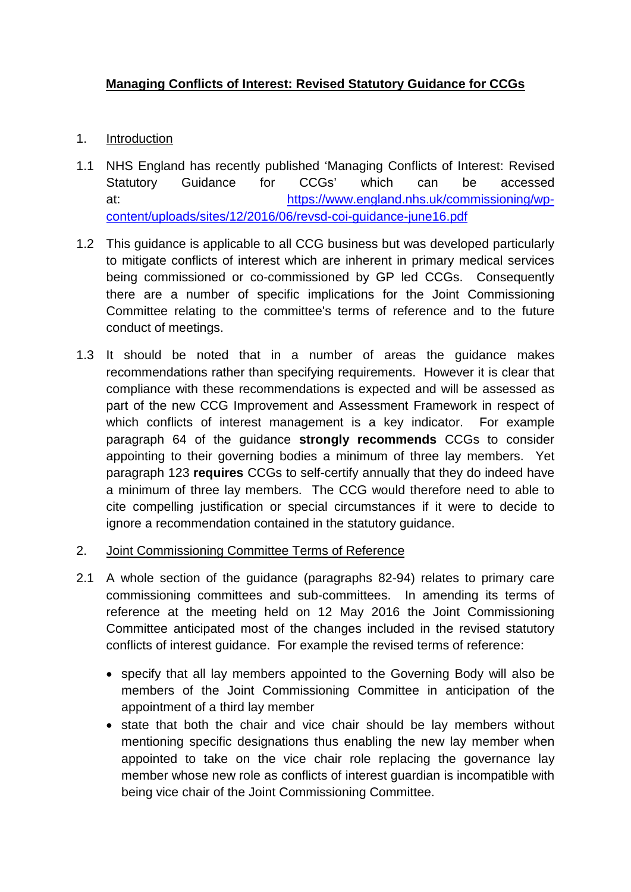# Managing Conflicts of Interest: Revised Statutory Guidance for CCGs

1. Introduction

1.1 NHS England has recently published 'Managing Conflicts of Interest: Revised Statutory Guidance for CCGs' which can be accessed at: https://www.england.nhs.uk/commissioning/wp-content/uploads/sites/12/2016/06/revsd-coi-guidance-june16.pdf

1.2 This guidance is applicable to all CCG business but was developed particularly to mitigate conflicts of interest which are inherent in primary medical services being commissioned or co-commissioned by GP led CCGs. Consequently there are a number of specific implications for the Joint Commissioning Committee relating to the committee's terms of reference and to the future conduct of meetings.

1.3 It should be noted that in a number of areas the guidance makes recommendations rather than specifying requirements. However it is clear that compliance with these recommendations is expected and will be assessed as part of the new CCG Improvement and Assessment Framework in respect of which conflicts of interest management is a key indicator. For example paragraph 64 of the guidance **strongly recommends** CCGs to consider appointing to their governing bodies a minimum of three lay members. Yet paragraph 123 **requires** CCGs to self-certify annually that they do indeed have a minimum of three lay members. The CCG would therefore need to able to cite compelling justification or special circumstances if it were to decide to ignore a recommendation contained in the statutory guidance.

2. Joint Commissioning Committee Terms of Reference

2.1 A whole section of the guidance (paragraphs 82-94) relates to primary care commissioning committees and sub-committees. In amending its terms of reference at the meeting held on 12 May 2016 the Joint Commissioning Committee anticipated most of the changes included in the revised statutory conflicts of interest guidance. For example the revised terms of reference:

- specify that all lay members appointed to the Governing Body will also be members of the Joint Commissioning Committee in anticipation of the appointment of a third lay member
- state that both the chair and vice chair should be lay members without mentioning specific designations thus enabling the new lay member when appointed to take on the vice chair role replacing the governance lay member whose new role as conflicts of interest guardian is incompatible with being vice chair of the Joint Commissioning Committee.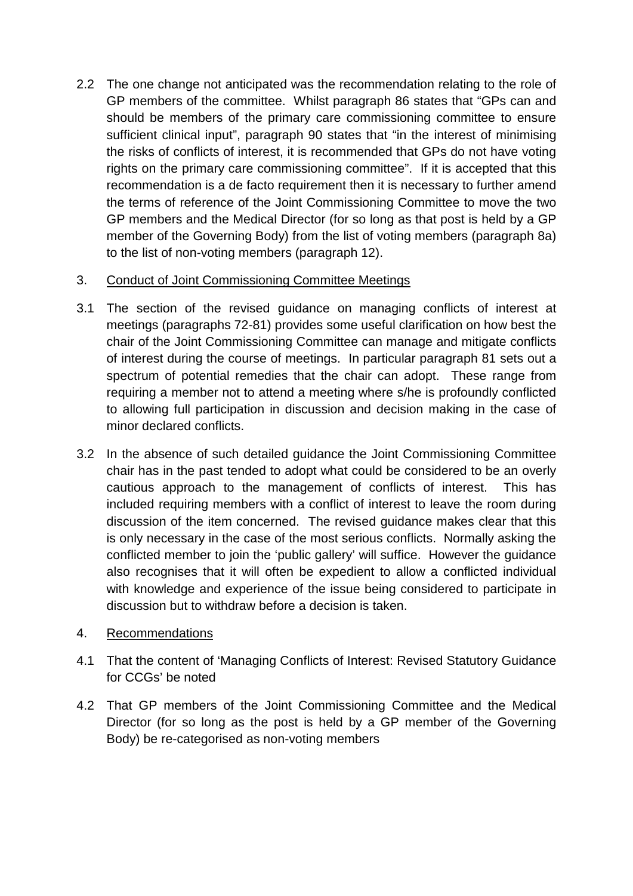2.2 The one change not anticipated was the recommendation relating to the role of GP members of the committee. Whilst paragraph 86 states that "GPs can and should be members of the primary care commissioning committee to ensure sufficient clinical input", paragraph 90 states that "in the interest of minimising the risks of conflicts of interest, it is recommended that GPs do not have voting rights on the primary care commissioning committee". If it is accepted that this recommendation is a de facto requirement then it is necessary to further amend the terms of reference of the Joint Commissioning Committee to move the two GP members and the Medical Director (for so long as that post is held by a GP member of the Governing Body) from the list of voting members (paragraph 8a) to the list of non-voting members (paragraph 12).

3. Conduct of Joint Commissioning Committee Meetings

3.1 The section of the revised guidance on managing conflicts of interest at meetings (paragraphs 72-81) provides some useful clarification on how best the chair of the Joint Commissioning Committee can manage and mitigate conflicts of interest during the course of meetings. In particular paragraph 81 sets out a spectrum of potential remedies that the chair can adopt. These range from requiring a member not to attend a meeting where s/he is profoundly conflicted to allowing full participation in discussion and decision making in the case of minor declared conflicts.

3.2 In the absence of such detailed guidance the Joint Commissioning Committee chair has in the past tended to adopt what could be considered to be an overly cautious approach to the management of conflicts of interest. This has included requiring members with a conflict of interest to leave the room during discussion of the item concerned. The revised guidance makes clear that this is only necessary in the case of the most serious conflicts. Normally asking the conflicted member to join the 'public gallery' will suffice. However the guidance also recognises that it will often be expedient to allow a conflicted individual with knowledge and experience of the issue being considered to participate in discussion but to withdraw before a decision is taken.

4. Recommendations

4.1 That the content of 'Managing Conflicts of Interest: Revised Statutory Guidance for CCGs' be noted

4.2 That GP members of the Joint Commissioning Committee and the Medical Director (for so long as the post is held by a GP member of the Governing Body) be re-categorised as non-voting members